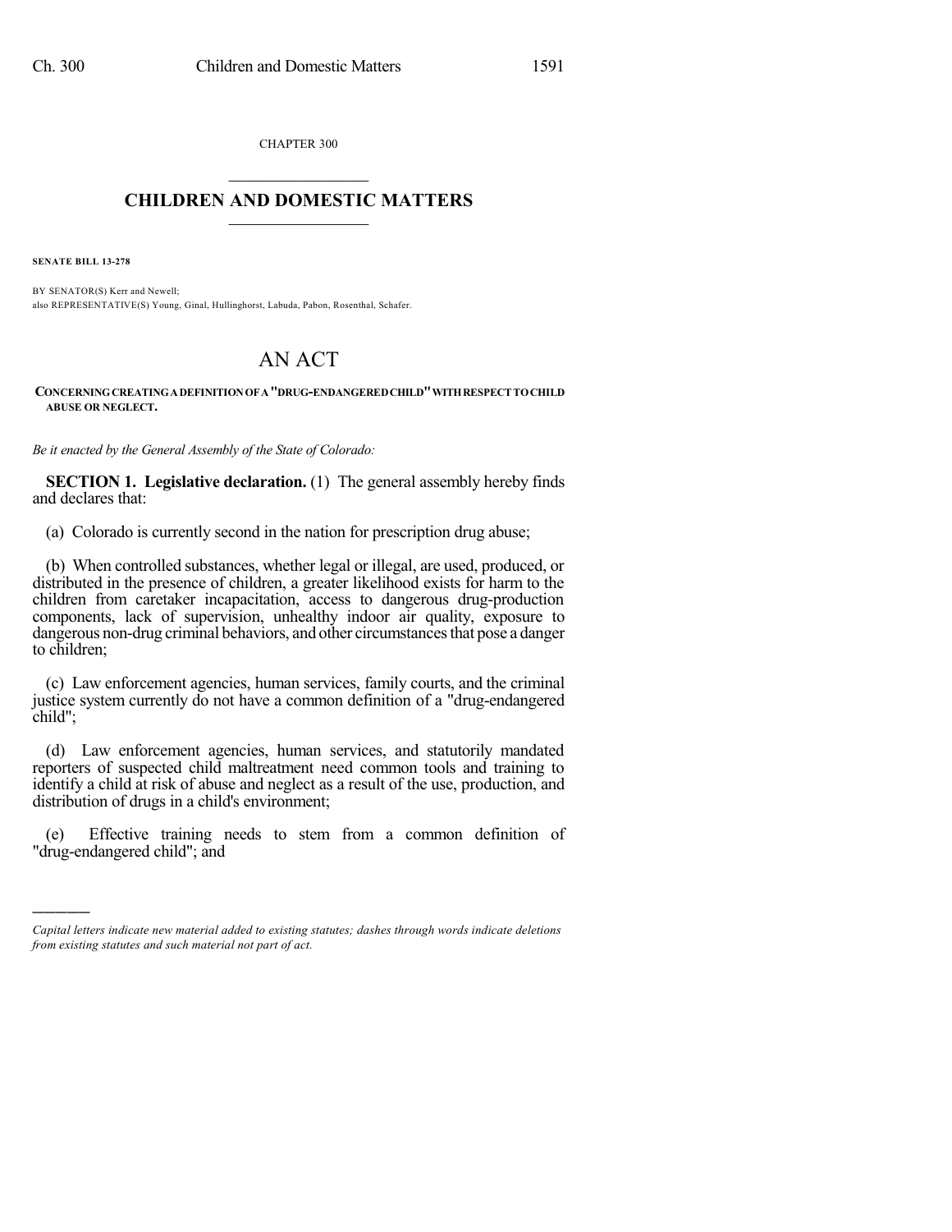CHAPTER 300

# CHILDREN AND DOMESTIC MATTERS

**SENATE BILL 13-278**

BY SENATOR(S) Kerr and Newell;
also REPRESENTATIVE(S) Young, Ginal, Hullinghorst, Labuda, Pabon, Rosenthal, Schafer.

# AN ACT

**CONCERNING CREATING A DEFINITION OF A "DRUG-ENDANGERED CHILD" WITH RESPECT TO CHILD ABUSE OR NEGLECT.**

*Be it enacted by the General Assembly of the State of Colorado:*

**SECTION 1. Legislative declaration.** (1) The general assembly hereby finds and declares that:

(a) Colorado is currently second in the nation for prescription drug abuse;

(b) When controlled substances, whether legal or illegal, are used, produced, or distributed in the presence of children, a greater likelihood exists for harm to the children from caretaker incapacitation, access to dangerous drug-production components, lack of supervision, unhealthy indoor air quality, exposure to dangerous non-drug criminal behaviors, and other circumstances that pose a danger to children;

(c) Law enforcement agencies, human services, family courts, and the criminal justice system currently do not have a common definition of a "drug-endangered child";

(d) Law enforcement agencies, human services, and statutorily mandated reporters of suspected child maltreatment need common tools and training to identify a child at risk of abuse and neglect as a result of the use, production, and distribution of drugs in a child's environment;

(e) Effective training needs to stem from a common definition of "drug-endangered child"; and

---

*Capital letters indicate new material added to existing statutes; dashes through words indicate deletions from existing statutes and such material not part of act.*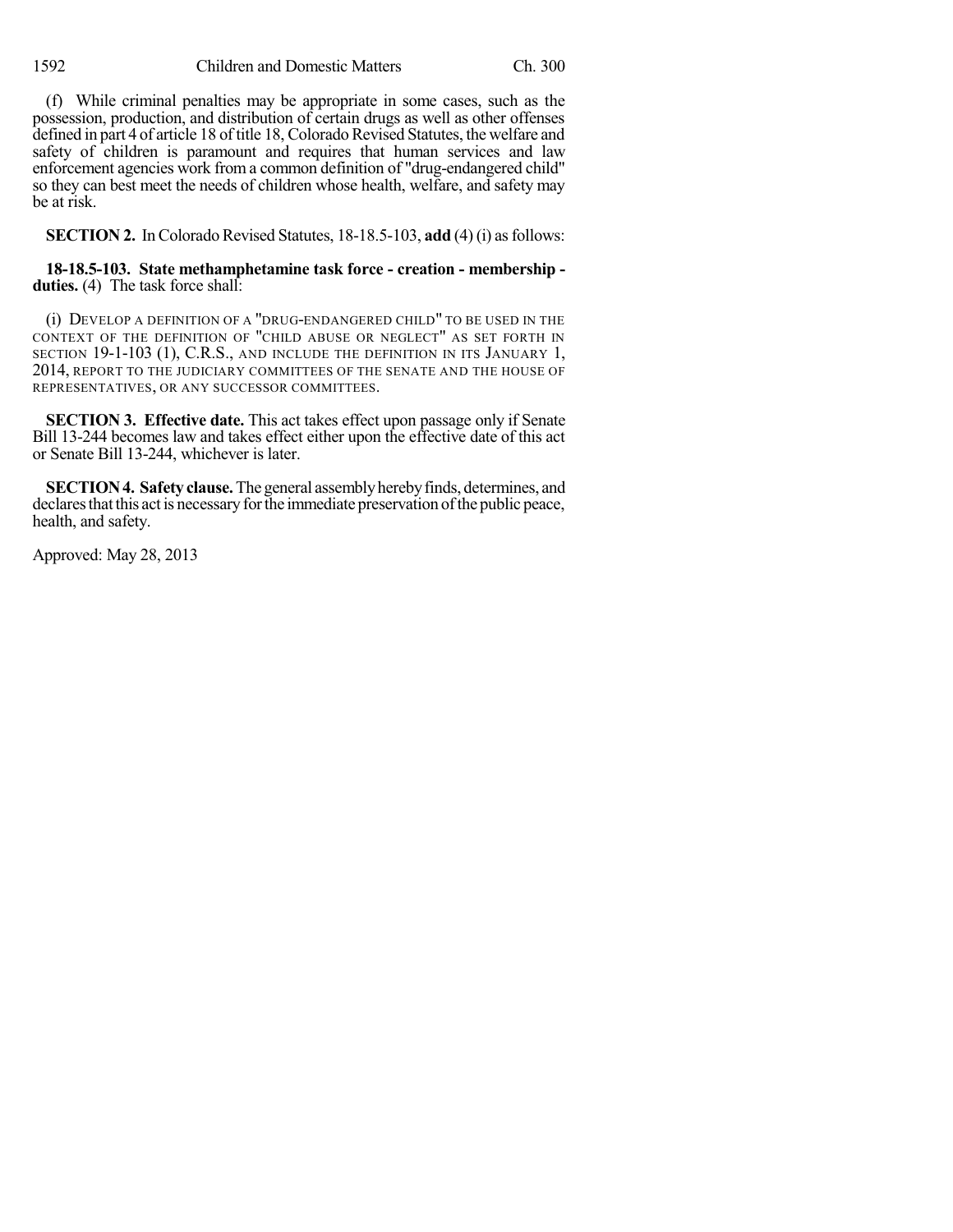(f) While criminal penalties may be appropriate in some cases, such as the possession, production, and distribution of certain drugs as well as other offenses defined in part 4 of article 18 of title 18, Colorado Revised Statutes, the welfare and safety of children is paramount and requires that human services and law enforcement agencies work from a common definition of "drug-endangered child" so they can best meet the needs of children whose health, welfare, and safety may be at risk.

**SECTION 2.** In Colorado Revised Statutes, 18-18.5-103, **add** (4) (i) as follows:

**18-18.5-103. State methamphetamine task force - creation - membership - duties.** (4) The task force shall:

(i) DEVELOP A DEFINITION OF A "DRUG-ENDANGERED CHILD" TO BE USED IN THE CONTEXT OF THE DEFINITION OF "CHILD ABUSE OR NEGLECT" AS SET FORTH IN SECTION 19-1-103 (1), C.R.S., AND INCLUDE THE DEFINITION IN ITS JANUARY 1, 2014, REPORT TO THE JUDICIARY COMMITTEES OF THE SENATE AND THE HOUSE OF REPRESENTATIVES, OR ANY SUCCESSOR COMMITTEES.

**SECTION 3. Effective date.** This act takes effect upon passage only if Senate Bill 13-244 becomes law and takes effect either upon the effective date of this act or Senate Bill 13-244, whichever is later.

**SECTION 4. Safety clause.** The general assembly hereby finds, determines, and declares that this act is necessary for the immediate preservation of the public peace, health, and safety.

Approved: May 28, 2013